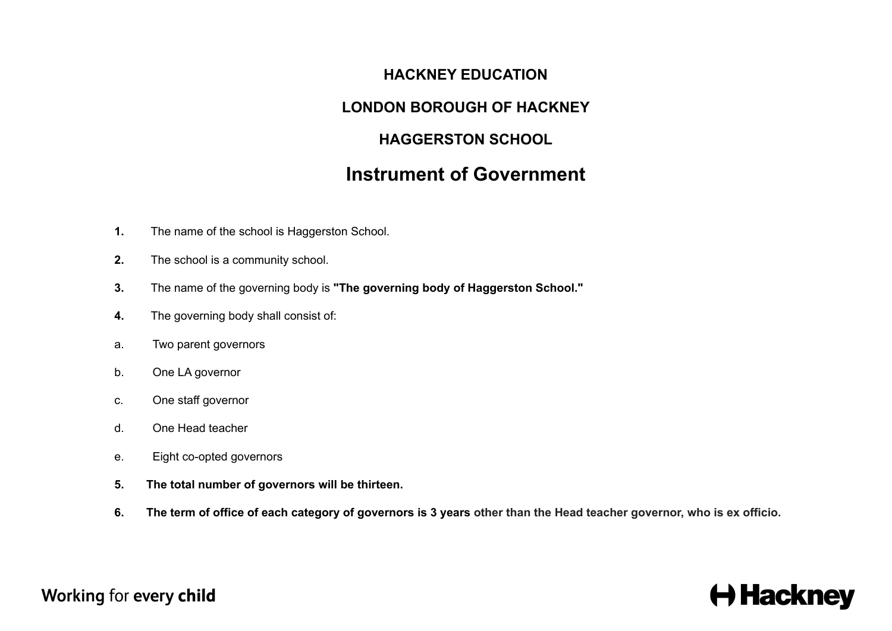# HACKNEY EDUCATION

# LONDON BOROUGH OF HACKNEY

# HAGGERSTON SCHOOL

# Instrument of Government

**1.** The name of the school is Haggerston School.

**2.** The school is a community school.

**3.** The name of the governing body is **"The governing body of Haggerston School."**

**4.** The governing body shall consist of:

a. Two parent governors

b. One LA governor

c. One staff governor

d. One Head teacher

e. Eight co-opted governors

**5. The total number of governors will be thirteen.**

**6. The term of office of each category of governors is 3 years other than the Head teacher governor, who is ex officio.**

Working for **every child**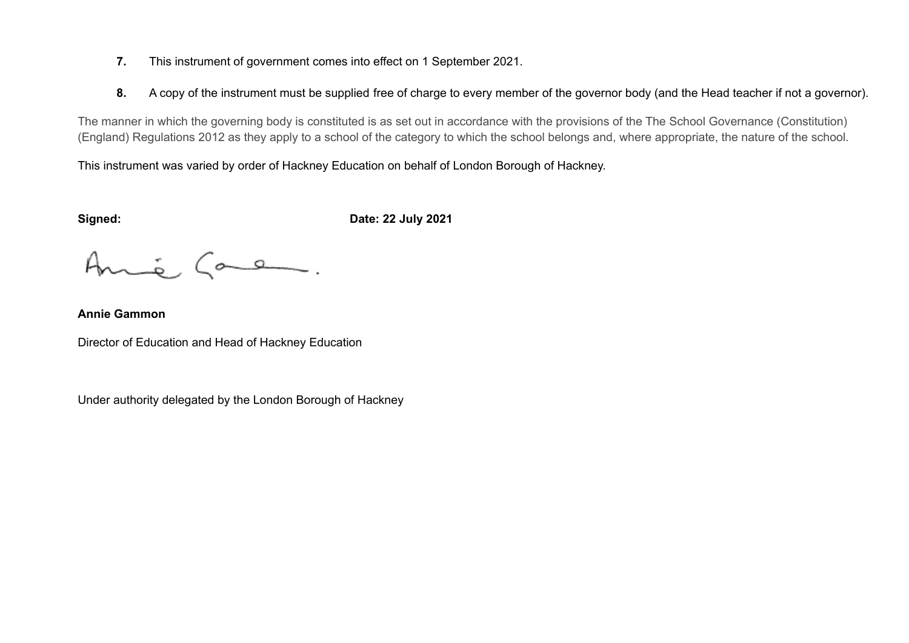**7.** This instrument of government comes into effect on 1 September 2021.

**8.** A copy of the instrument must be supplied free of charge to every member of the governor body (and the Head teacher if not a governor).

The manner in which the governing body is constituted is as set out in accordance with the provisions of the The School Governance (Constitution) (England) Regulations 2012 as they apply to a school of the category to which the school belongs and, where appropriate, the nature of the school.

This instrument was varied by order of Hackney Education on behalf of London Borough of Hackney.

**Signed:** **Date: 22 July 2021**

**Annie Gammon**

Director of Education and Head of Hackney Education

Under authority delegated by the London Borough of Hackney